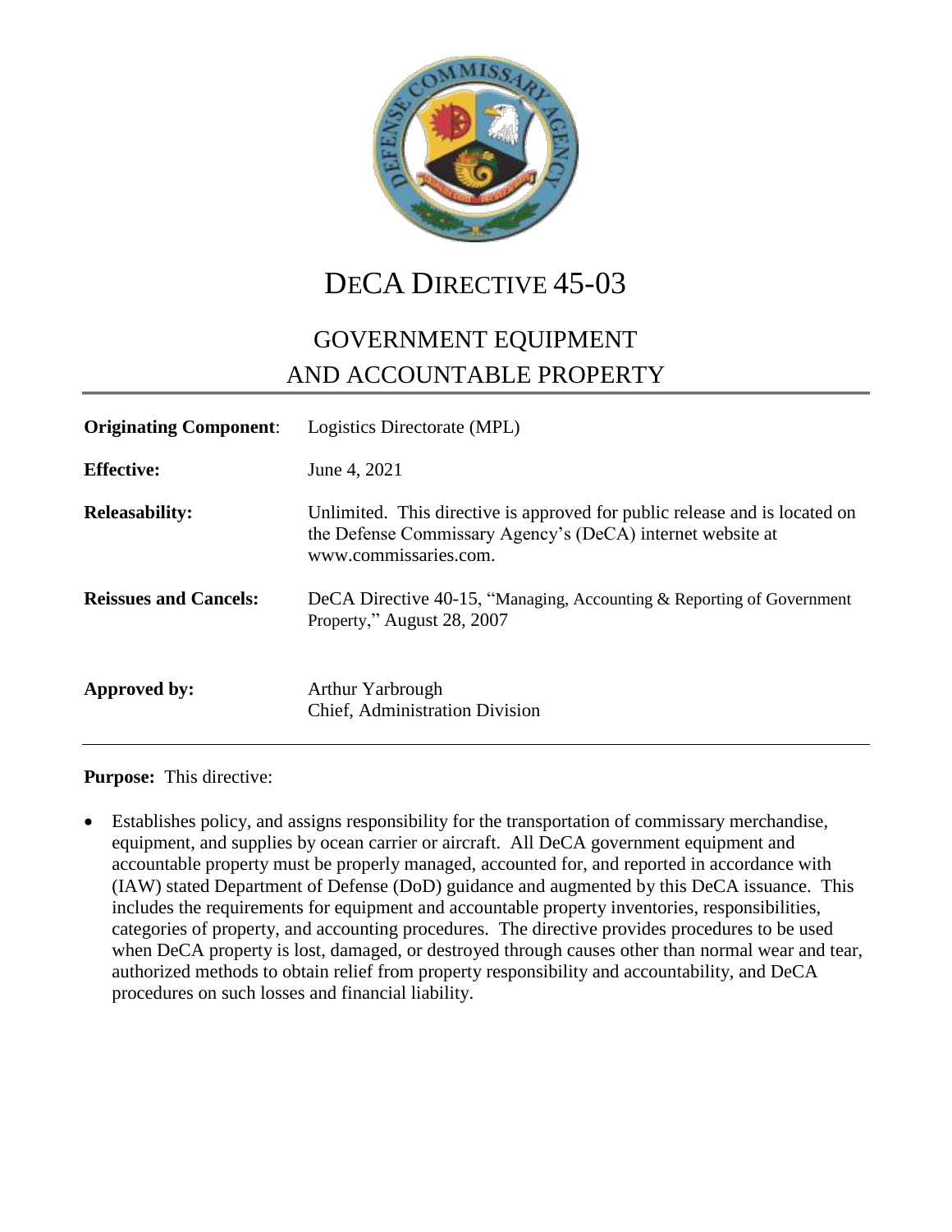# DeCA Directive 45-03

## GOVERNMENT EQUIPMENT AND ACCOUNTABLE PROPERTY

| | |
|---|---|
| **Originating Component**: | Logistics Directorate (MPL) |
| **Effective:** | June 4, 2021 |
| **Releasability:** | Unlimited. This directive is approved for public release and is located on the Defense Commissary Agency's (DeCA) internet website at www.commissaries.com. |
| **Reissues and Cancels:** | DeCA Directive 40-15, "Managing, Accounting & Reporting of Government Property," August 28, 2007 |
| **Approved by:** | Arthur Yarbrough<br>Chief, Administration Division |

**Purpose:** This directive:

- Establishes policy, and assigns responsibility for the transportation of commissary merchandise, equipment, and supplies by ocean carrier or aircraft. All DeCA government equipment and accountable property must be properly managed, accounted for, and reported in accordance with (IAW) stated Department of Defense (DoD) guidance and augmented by this DeCA issuance. This includes the requirements for equipment and accountable property inventories, responsibilities, categories of property, and accounting procedures. The directive provides procedures to be used when DeCA property is lost, damaged, or destroyed through causes other than normal wear and tear, authorized methods to obtain relief from property responsibility and accountability, and DeCA procedures on such losses and financial liability.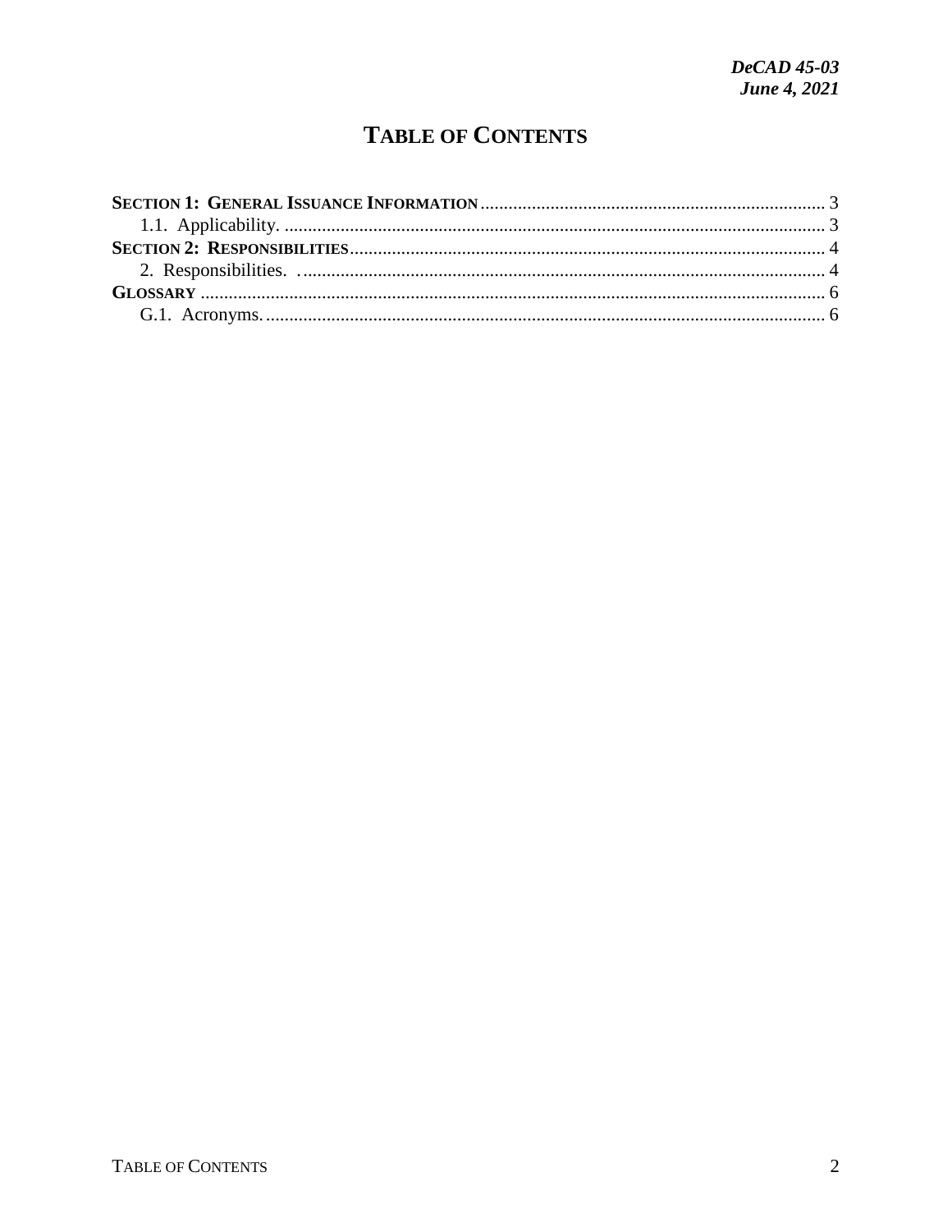# TABLE OF CONTENTS

**SECTION 1: GENERAL ISSUANCE INFORMATION** .......................................................................... 3
    1.1. Applicability. ................................................................................................................... 3
**SECTION 2: RESPONSIBILITIES** ...................................................................................................... 4
    2. Responsibilities. ................................................................................................................ 4
**GLOSSARY** ...................................................................................................................................... 6
    G.1. Acronyms. ........................................................................................................................ 6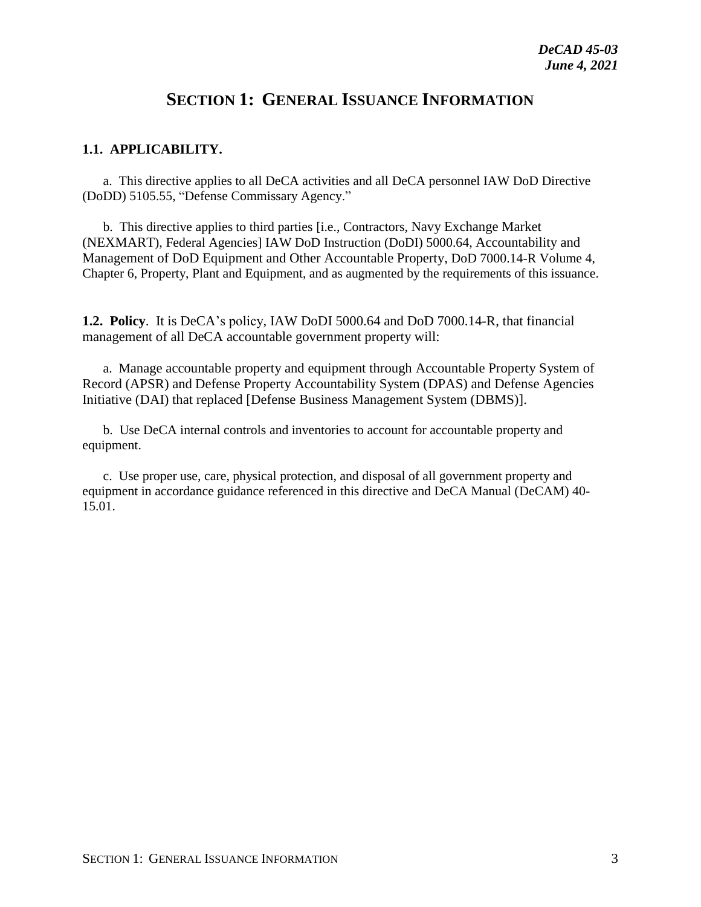# SECTION 1: GENERAL ISSUANCE INFORMATION

## 1.1. APPLICABILITY.

a. This directive applies to all DeCA activities and all DeCA personnel IAW DoD Directive (DoDD) 5105.55, "Defense Commissary Agency."

b. This directive applies to third parties [i.e., Contractors, Navy Exchange Market (NEXMART), Federal Agencies] IAW DoD Instruction (DoDI) 5000.64, Accountability and Management of DoD Equipment and Other Accountable Property, DoD 7000.14-R Volume 4, Chapter 6, Property, Plant and Equipment, and as augmented by the requirements of this issuance.

**1.2. Policy**. It is DeCA's policy, IAW DoDI 5000.64 and DoD 7000.14-R, that financial management of all DeCA accountable government property will:

a. Manage accountable property and equipment through Accountable Property System of Record (APSR) and Defense Property Accountability System (DPAS) and Defense Agencies Initiative (DAI) that replaced [Defense Business Management System (DBMS)].

b. Use DeCA internal controls and inventories to account for accountable property and equipment.

c. Use proper use, care, physical protection, and disposal of all government property and equipment in accordance guidance referenced in this directive and DeCA Manual (DeCAM) 40-15.01.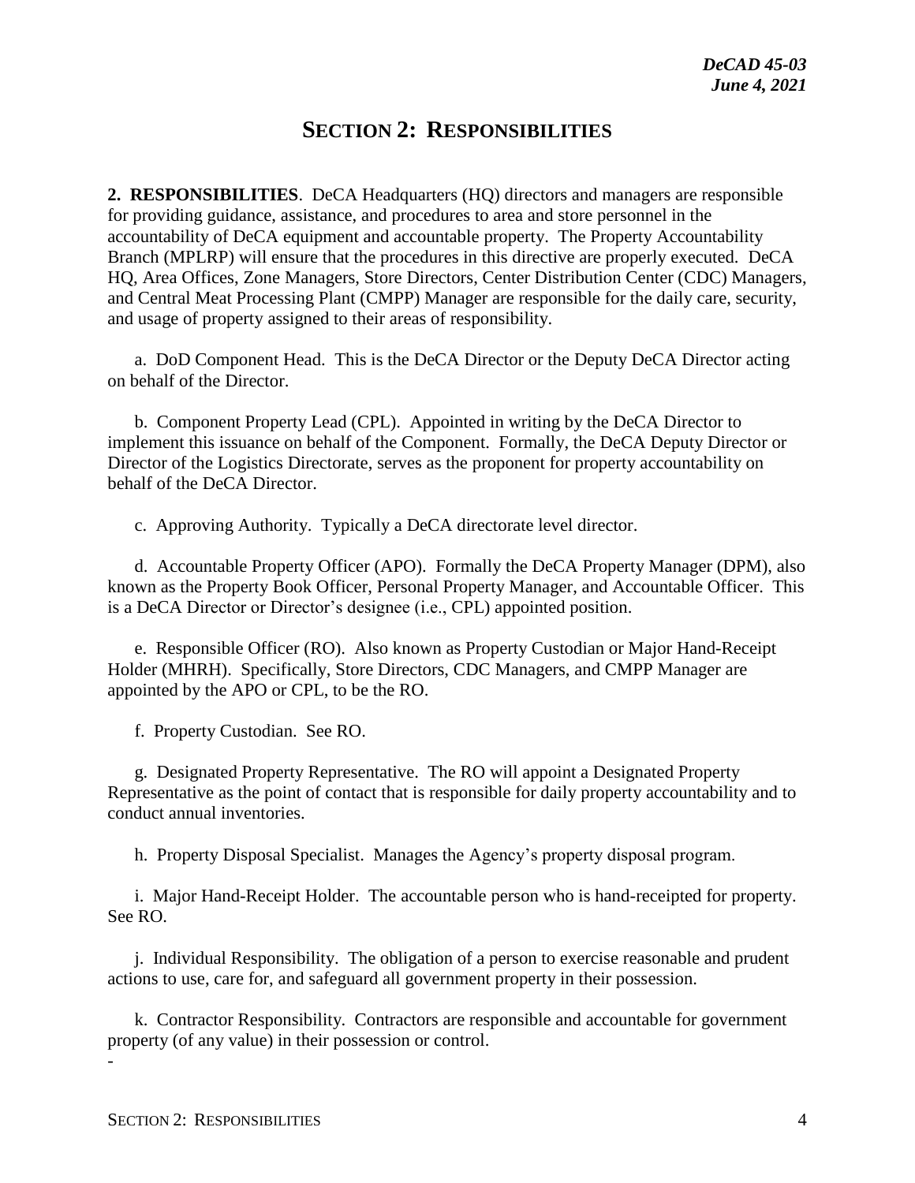# SECTION 2: RESPONSIBILITIES

**2. RESPONSIBILITIES**. DeCA Headquarters (HQ) directors and managers are responsible for providing guidance, assistance, and procedures to area and store personnel in the accountability of DeCA equipment and accountable property. The Property Accountability Branch (MPLRP) will ensure that the procedures in this directive are properly executed. DeCA HQ, Area Offices, Zone Managers, Store Directors, Center Distribution Center (CDC) Managers, and Central Meat Processing Plant (CMPP) Manager are responsible for the daily care, security, and usage of property assigned to their areas of responsibility.

a. DoD Component Head. This is the DeCA Director or the Deputy DeCA Director acting on behalf of the Director.

b. Component Property Lead (CPL). Appointed in writing by the DeCA Director to implement this issuance on behalf of the Component. Formally, the DeCA Deputy Director or Director of the Logistics Directorate, serves as the proponent for property accountability on behalf of the DeCA Director.

c. Approving Authority. Typically a DeCA directorate level director.

d. Accountable Property Officer (APO). Formally the DeCA Property Manager (DPM), also known as the Property Book Officer, Personal Property Manager, and Accountable Officer. This is a DeCA Director or Director's designee (i.e., CPL) appointed position.

e. Responsible Officer (RO). Also known as Property Custodian or Major Hand-Receipt Holder (MHRH). Specifically, Store Directors, CDC Managers, and CMPP Manager are appointed by the APO or CPL, to be the RO.

f. Property Custodian. See RO.

g. Designated Property Representative. The RO will appoint a Designated Property Representative as the point of contact that is responsible for daily property accountability and to conduct annual inventories.

h. Property Disposal Specialist. Manages the Agency's property disposal program.

i. Major Hand-Receipt Holder. The accountable person who is hand-receipted for property. See RO.

j. Individual Responsibility. The obligation of a person to exercise reasonable and prudent actions to use, care for, and safeguard all government property in their possession.

k. Contractor Responsibility. Contractors are responsible and accountable for government property (of any value) in their possession or control.

-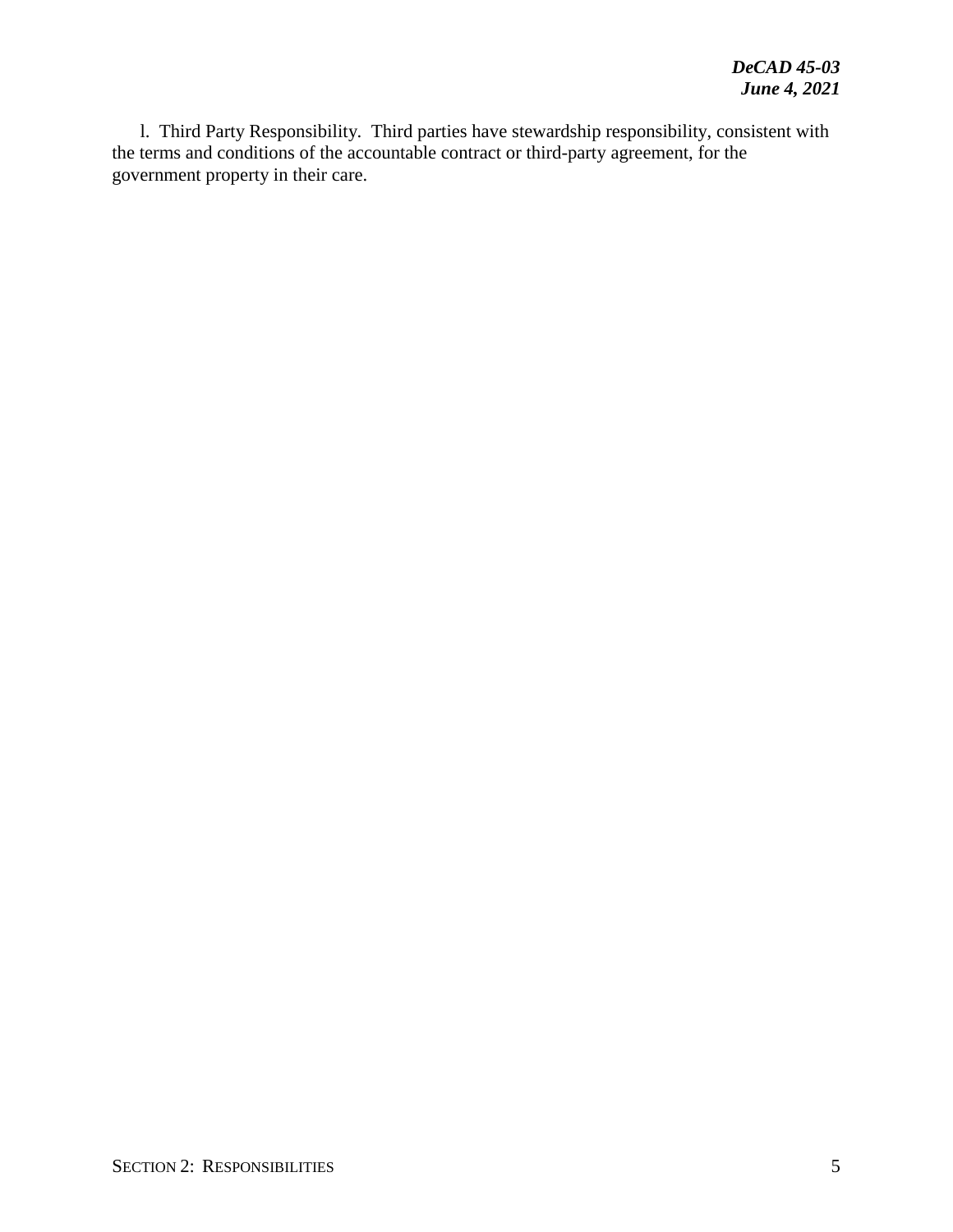l. Third Party Responsibility. Third parties have stewardship responsibility, consistent with the terms and conditions of the accountable contract or third-party agreement, for the government property in their care.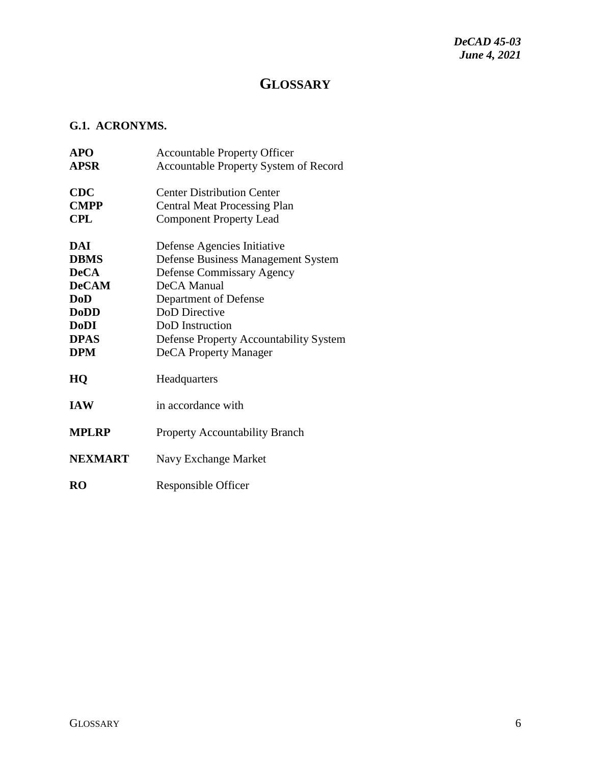# GLOSSARY

## G.1. ACRONYMS.

| | |
|---|---|
| **APO** | Accountable Property Officer |
| **APSR** | Accountable Property System of Record |
| **CDC** | Center Distribution Center |
| **CMPP** | Central Meat Processing Plan |
| **CPL** | Component Property Lead |
| **DAI** | Defense Agencies Initiative |
| **DBMS** | Defense Business Management System |
| **DeCA** | Defense Commissary Agency |
| **DeCAM** | DeCA Manual |
| **DoD** | Department of Defense |
| **DoDD** | DoD Directive |
| **DoDI** | DoD Instruction |
| **DPAS** | Defense Property Accountability System |
| **DPM** | DeCA Property Manager |
| **HQ** | Headquarters |
| **IAW** | in accordance with |
| **MPLRP** | Property Accountability Branch |
| **NEXMART** | Navy Exchange Market |
| **RO** | Responsible Officer |